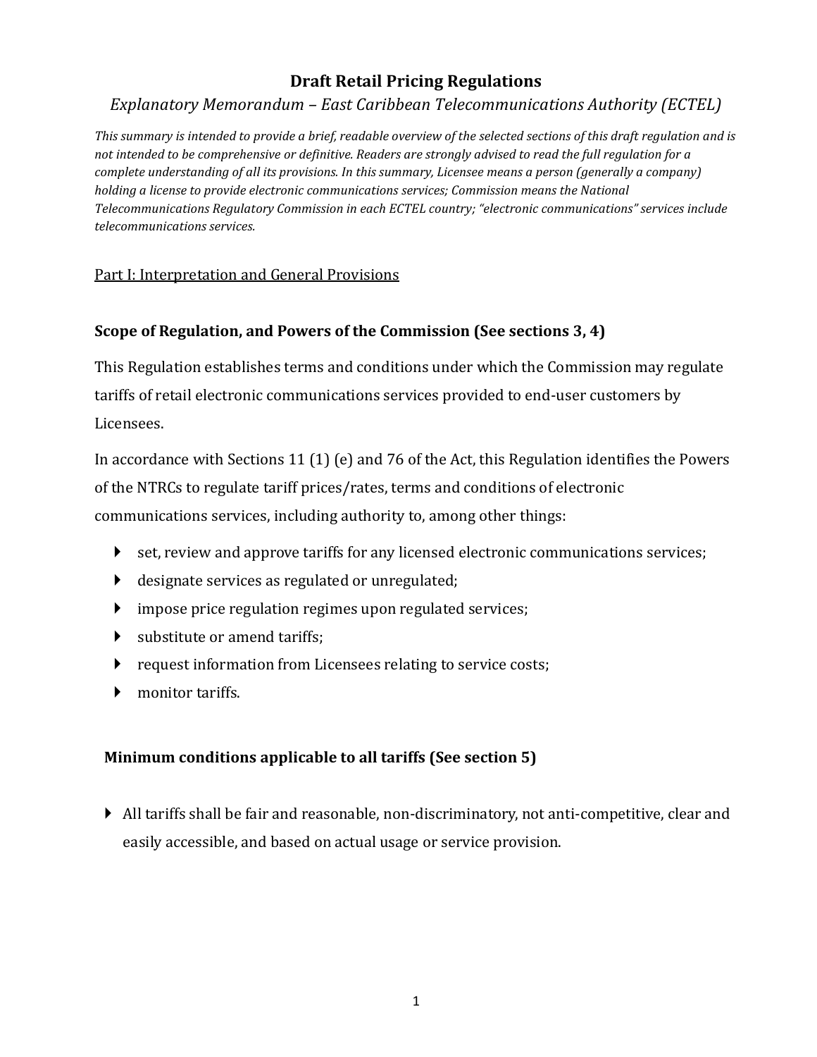# Draft Retail Pricing Regulations

*Explanatory Memorandum – East Caribbean Telecommunications Authority (ECTEL)*

*This summary is intended to provide a brief, readable overview of the selected sections of this draft regulation and is not intended to be comprehensive or definitive. Readers are strongly advised to read the full regulation for a complete understanding of all its provisions. In this summary, Licensee means a person (generally a company) holding a license to provide electronic communications services; Commission means the National Telecommunications Regulatory Commission in each ECTEL country; "electronic communications" services include telecommunications services.*

## Part I: Interpretation and General Provisions

### Scope of Regulation, and Powers of the Commission (See sections 3, 4)

This Regulation establishes terms and conditions under which the Commission may regulate tariffs of retail electronic communications services provided to end-user customers by Licensees.

In accordance with Sections 11 (1) (e) and 76 of the Act, this Regulation identifies the Powers of the NTRCs to regulate tariff prices/rates, terms and conditions of electronic communications services, including authority to, among other things:

- set, review and approve tariffs for any licensed electronic communications services;
- designate services as regulated or unregulated;
- impose price regulation regimes upon regulated services;
- substitute or amend tariffs;
- request information from Licensees relating to service costs;
- monitor tariffs.

### Minimum conditions applicable to all tariffs (See section 5)

- All tariffs shall be fair and reasonable, non-discriminatory, not anti-competitive, clear and easily accessible, and based on actual usage or service provision.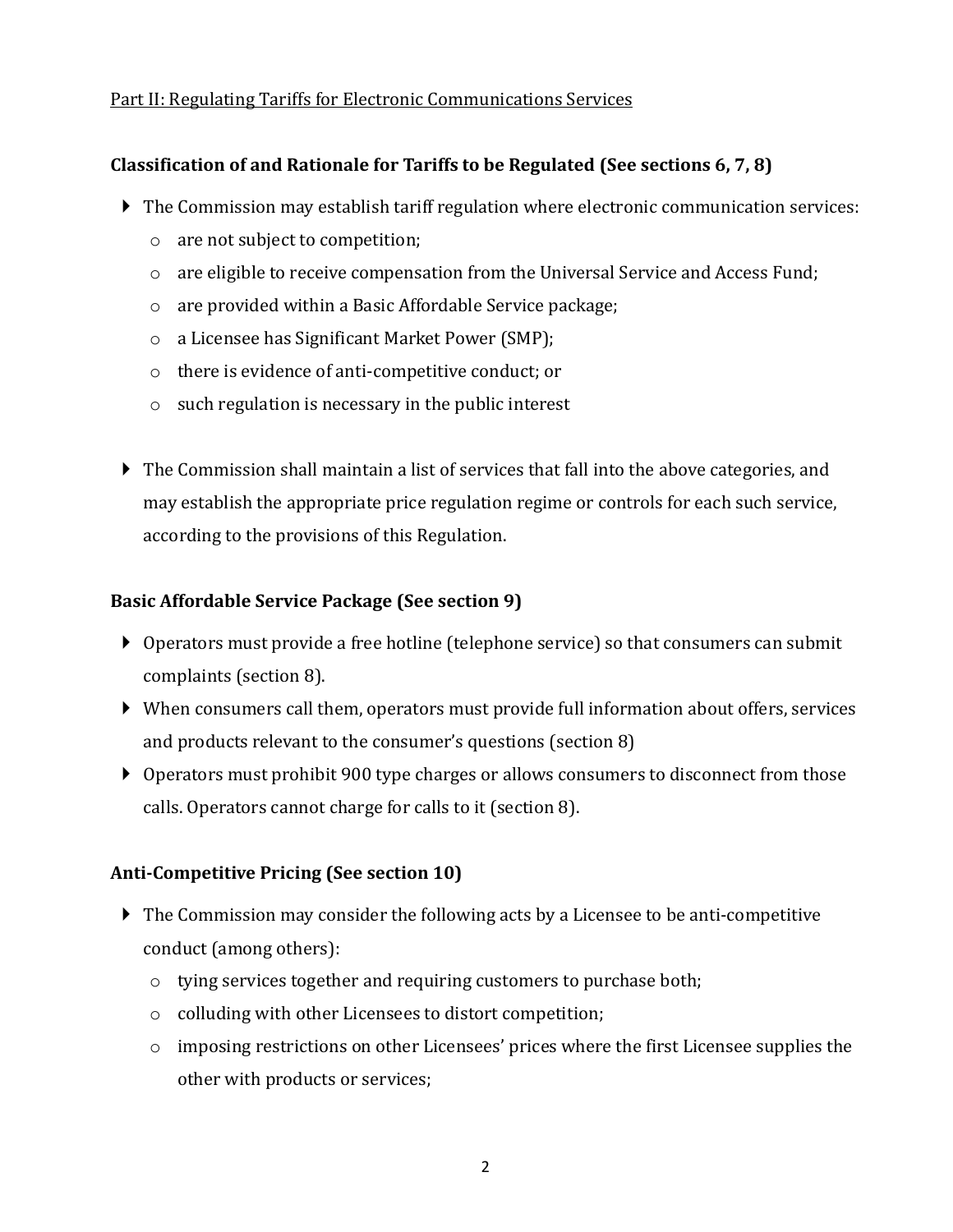Part II: Regulating Tariffs for Electronic Communications Services

**Classification of and Rationale for Tariffs to be Regulated (See sections 6, 7, 8)**

- The Commission may establish tariff regulation where electronic communication services:
  - are not subject to competition;
  - are eligible to receive compensation from the Universal Service and Access Fund;
  - are provided within a Basic Affordable Service package;
  - a Licensee has Significant Market Power (SMP);
  - there is evidence of anti-competitive conduct; or
  - such regulation is necessary in the public interest

- The Commission shall maintain a list of services that fall into the above categories, and may establish the appropriate price regulation regime or controls for each such service, according to the provisions of this Regulation.

**Basic Affordable Service Package (See section 9)**

- Operators must provide a free hotline (telephone service) so that consumers can submit complaints (section 8).
- When consumers call them, operators must provide full information about offers, services and products relevant to the consumer's questions (section 8)
- Operators must prohibit 900 type charges or allows consumers to disconnect from those calls. Operators cannot charge for calls to it (section 8).

**Anti-Competitive Pricing (See section 10)**

- The Commission may consider the following acts by a Licensee to be anti-competitive conduct (among others):
  - tying services together and requiring customers to purchase both;
  - colluding with other Licensees to distort competition;
  - imposing restrictions on other Licensees' prices where the first Licensee supplies the other with products or services;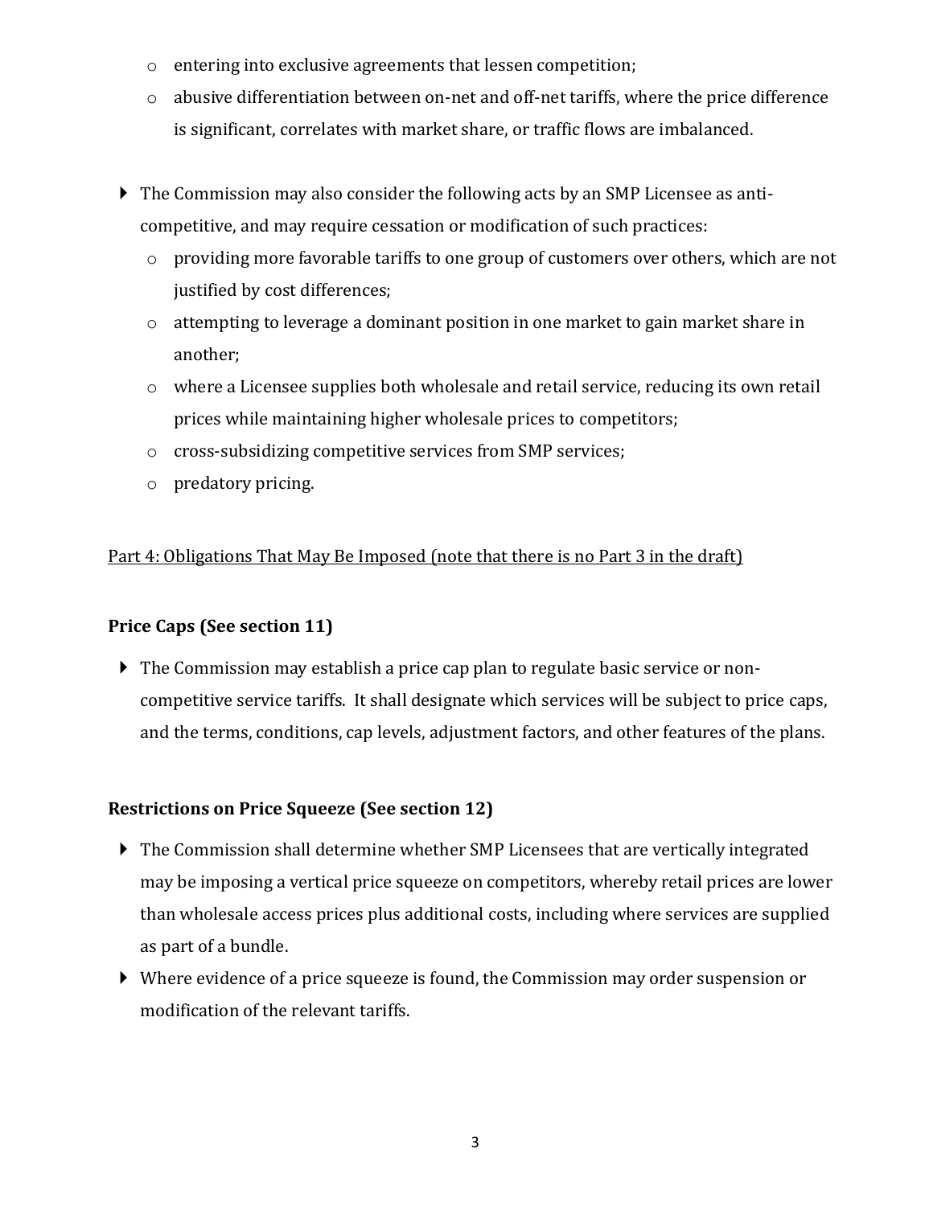- entering into exclusive agreements that lessen competition;
  - abusive differentiation between on-net and off-net tariffs, where the price difference is significant, correlates with market share, or traffic flows are imbalanced.

- The Commission may also consider the following acts by an SMP Licensee as anti-competitive, and may require cessation or modification of such practices:
  - providing more favorable tariffs to one group of customers over others, which are not justified by cost differences;
  - attempting to leverage a dominant position in one market to gain market share in another;
  - where a Licensee supplies both wholesale and retail service, reducing its own retail prices while maintaining higher wholesale prices to competitors;
  - cross-subsidizing competitive services from SMP services;
  - predatory pricing.

<u>Part 4: Obligations That May Be Imposed (note that there is no Part 3 in the draft)</u>

**Price Caps (See section 11)**

- The Commission may establish a price cap plan to regulate basic service or non-competitive service tariffs. It shall designate which services will be subject to price caps, and the terms, conditions, cap levels, adjustment factors, and other features of the plans.

**Restrictions on Price Squeeze (See section 12)**

- The Commission shall determine whether SMP Licensees that are vertically integrated may be imposing a vertical price squeeze on competitors, whereby retail prices are lower than wholesale access prices plus additional costs, including where services are supplied as part of a bundle.
- Where evidence of a price squeeze is found, the Commission may order suspension or modification of the relevant tariffs.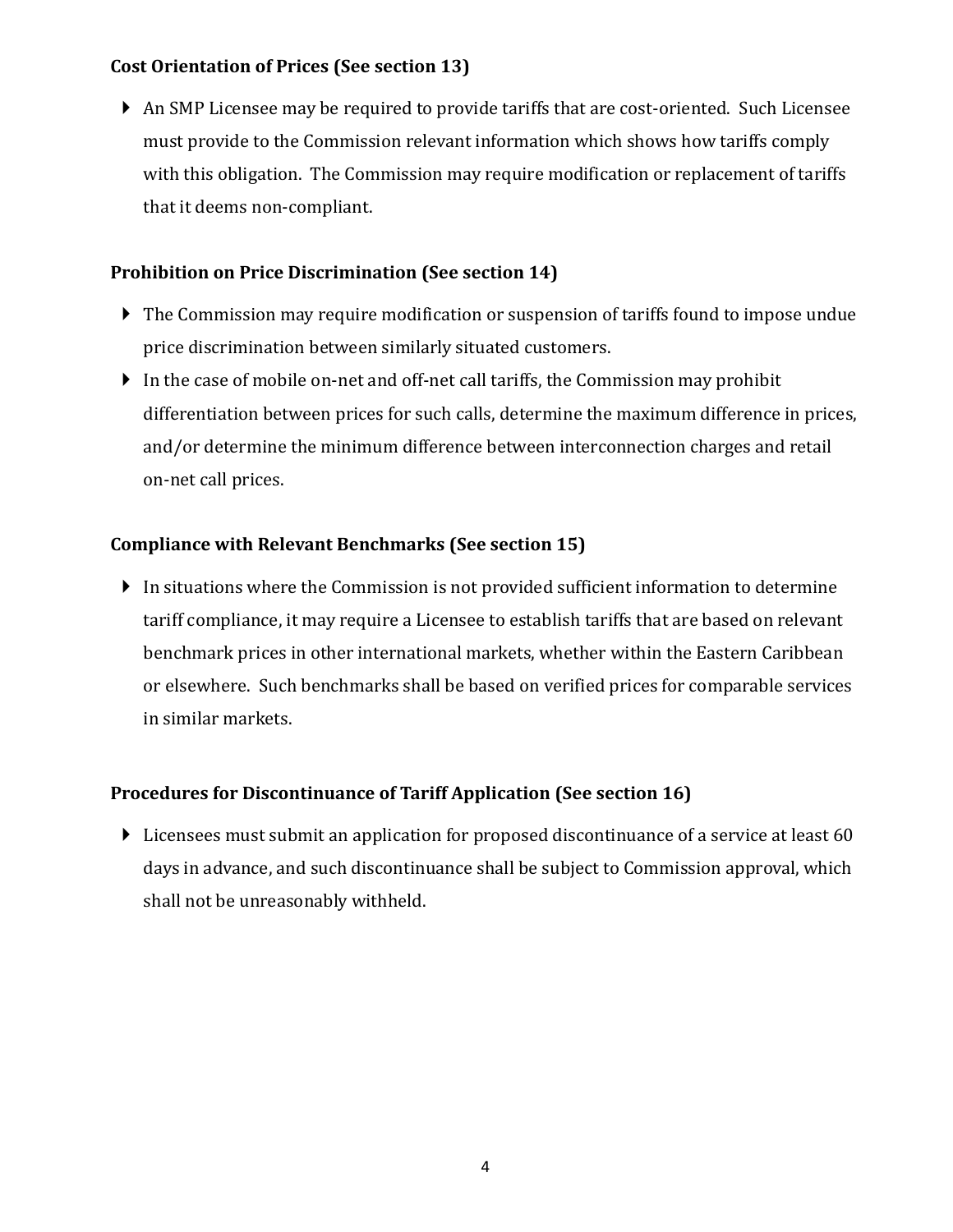**Cost Orientation of Prices (See section 13)**

- An SMP Licensee may be required to provide tariffs that are cost-oriented. Such Licensee must provide to the Commission relevant information which shows how tariffs comply with this obligation. The Commission may require modification or replacement of tariffs that it deems non-compliant.

**Prohibition on Price Discrimination (See section 14)**

- The Commission may require modification or suspension of tariffs found to impose undue price discrimination between similarly situated customers.
- In the case of mobile on-net and off-net call tariffs, the Commission may prohibit differentiation between prices for such calls, determine the maximum difference in prices, and/or determine the minimum difference between interconnection charges and retail on-net call prices.

**Compliance with Relevant Benchmarks (See section 15)**

- In situations where the Commission is not provided sufficient information to determine tariff compliance, it may require a Licensee to establish tariffs that are based on relevant benchmark prices in other international markets, whether within the Eastern Caribbean or elsewhere. Such benchmarks shall be based on verified prices for comparable services in similar markets.

**Procedures for Discontinuance of Tariff Application (See section 16)**

- Licensees must submit an application for proposed discontinuance of a service at least 60 days in advance, and such discontinuance shall be subject to Commission approval, which shall not be unreasonably withheld.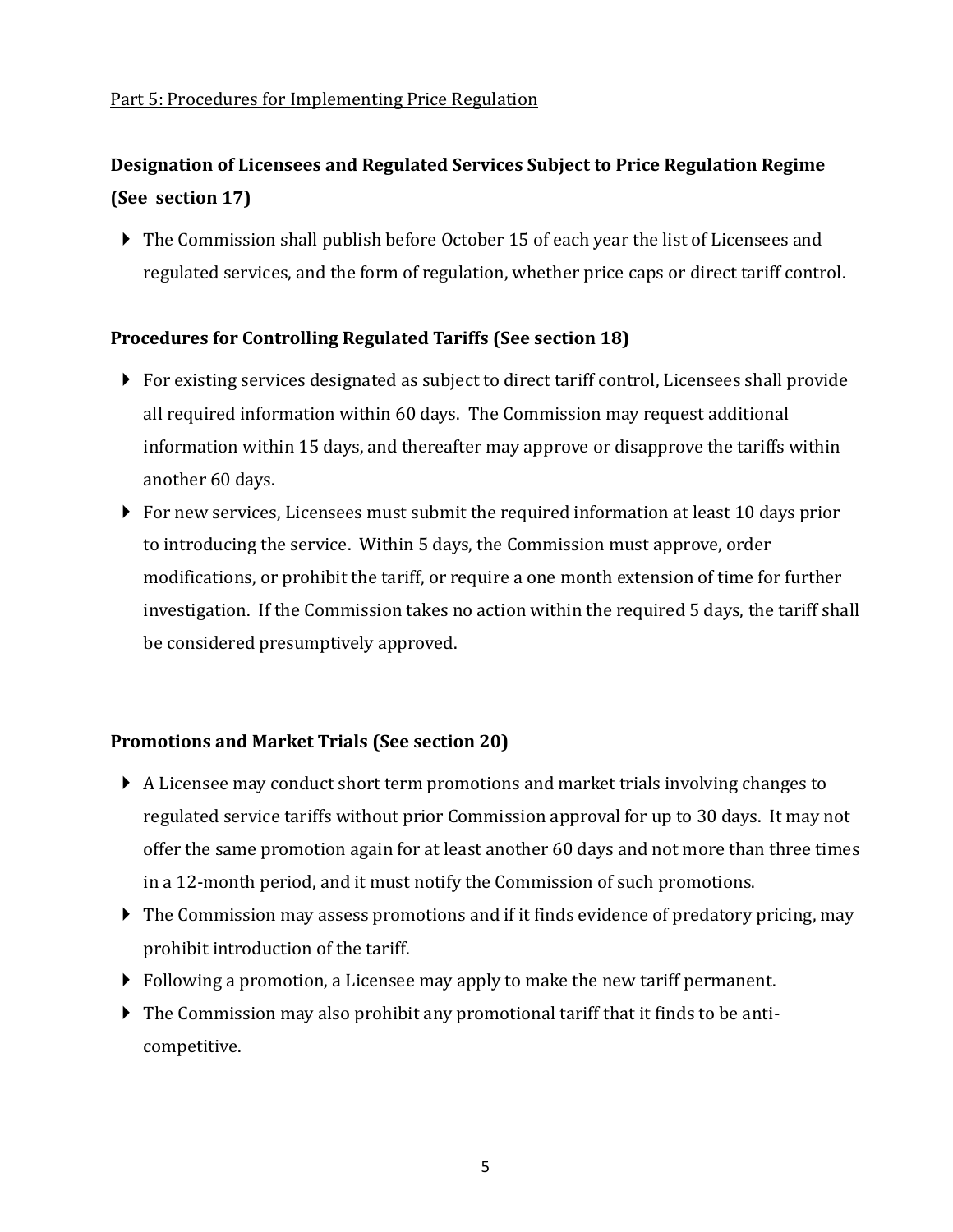Part 5: Procedures for Implementing Price Regulation

## Designation of Licensees and Regulated Services Subject to Price Regulation Regime (See section 17)

- The Commission shall publish before October 15 of each year the list of Licensees and regulated services, and the form of regulation, whether price caps or direct tariff control.

## Procedures for Controlling Regulated Tariffs (See section 18)

- For existing services designated as subject to direct tariff control, Licensees shall provide all required information within 60 days. The Commission may request additional information within 15 days, and thereafter may approve or disapprove the tariffs within another 60 days.
- For new services, Licensees must submit the required information at least 10 days prior to introducing the service. Within 5 days, the Commission must approve, order modifications, or prohibit the tariff, or require a one month extension of time for further investigation. If the Commission takes no action within the required 5 days, the tariff shall be considered presumptively approved.

## Promotions and Market Trials (See section 20)

- A Licensee may conduct short term promotions and market trials involving changes to regulated service tariffs without prior Commission approval for up to 30 days. It may not offer the same promotion again for at least another 60 days and not more than three times in a 12-month period, and it must notify the Commission of such promotions.
- The Commission may assess promotions and if it finds evidence of predatory pricing, may prohibit introduction of the tariff.
- Following a promotion, a Licensee may apply to make the new tariff permanent.
- The Commission may also prohibit any promotional tariff that it finds to be anti-competitive.